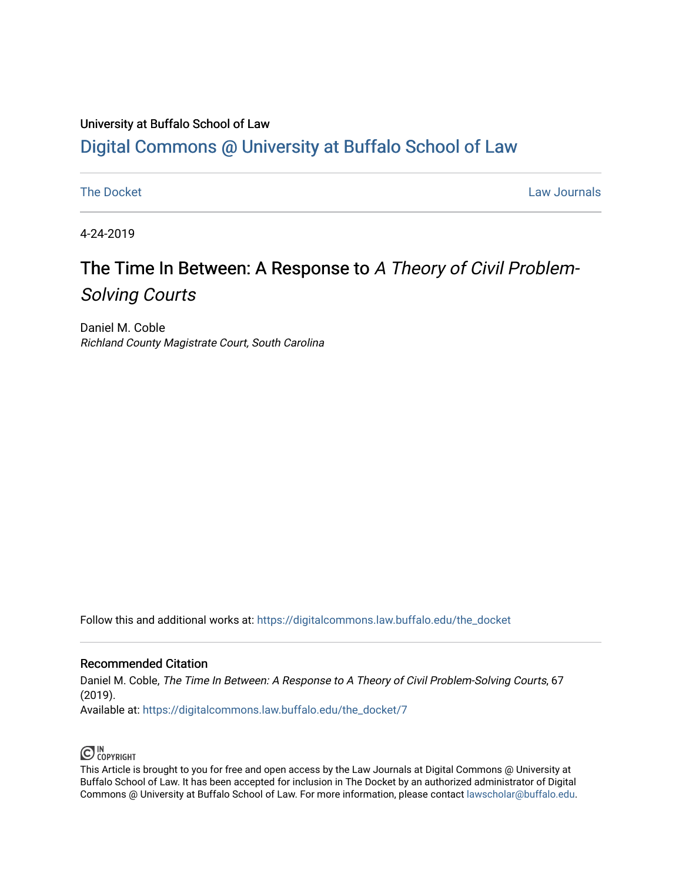University at Buffalo School of Law

# Digital Commons @ University at Buffalo School of Law

The Docket | Law Journals

4-24-2019

# The Time In Between: A Response to *A Theory of Civil Problem-Solving Courts*

Daniel M. Coble

*Richland County Magistrate Court, South Carolina*

Follow this and additional works at: https://digitalcommons.law.buffalo.edu/the_docket

## Recommended Citation

Daniel M. Coble, *The Time In Between: A Response to A Theory of Civil Problem-Solving Courts*, 67 (2019).

Available at: https://digitalcommons.law.buffalo.edu/the_docket/7

IN COPYRIGHT

This Article is brought to you for free and open access by the Law Journals at Digital Commons @ University at Buffalo School of Law. It has been accepted for inclusion in The Docket by an authorized administrator of Digital Commons @ University at Buffalo School of Law. For more information, please contact lawscholar@buffalo.edu.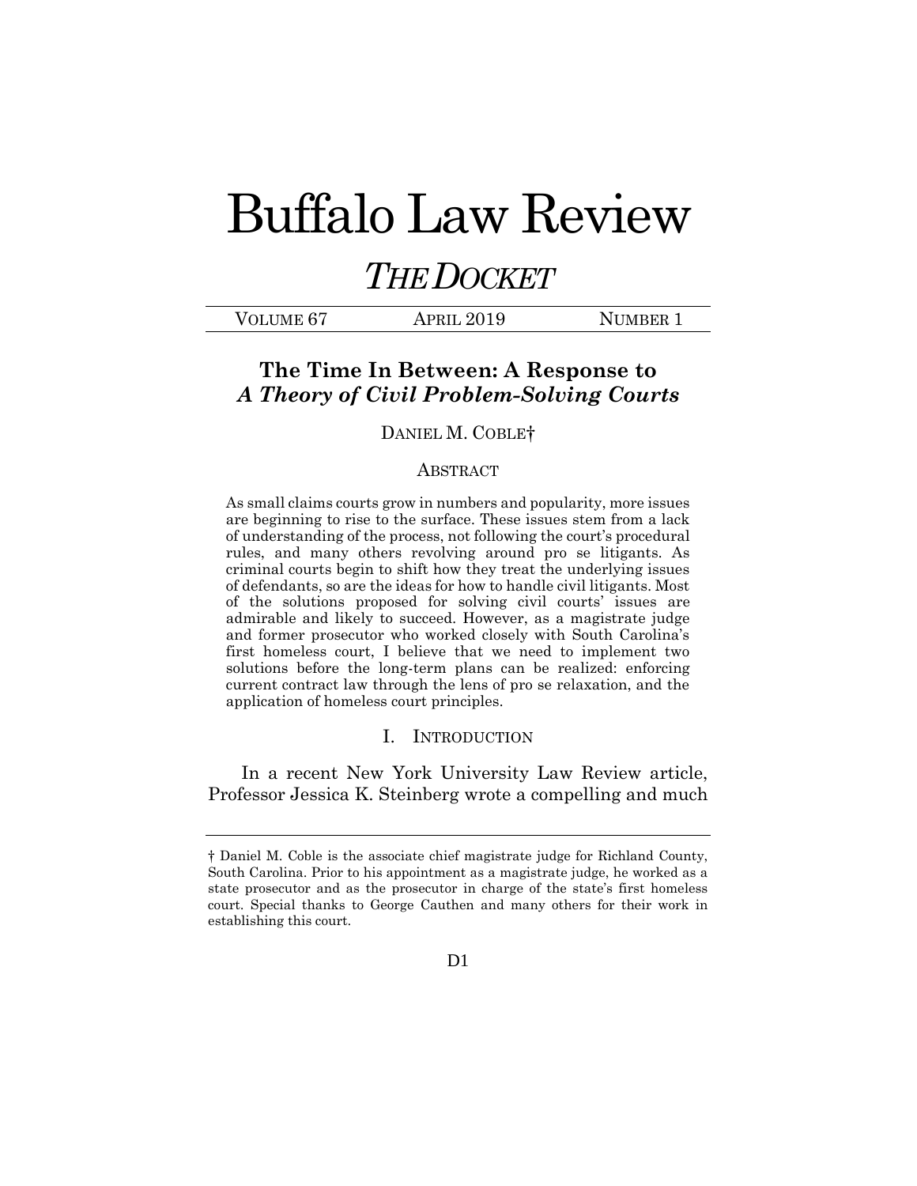# Buffalo Law Review

## *THE DOCKET*

VOLUME 67 APRIL 2019 NUMBER 1

## The Time In Between: A Response to *A Theory of Civil Problem-Solving Courts*

DANIEL M. COBLE†

### ABSTRACT

As small claims courts grow in numbers and popularity, more issues are beginning to rise to the surface. These issues stem from a lack of understanding of the process, not following the court's procedural rules, and many others revolving around pro se litigants. As criminal courts begin to shift how they treat the underlying issues of defendants, so are the ideas for how to handle civil litigants. Most of the solutions proposed for solving civil courts' issues are admirable and likely to succeed. However, as a magistrate judge and former prosecutor who worked closely with South Carolina's first homeless court, I believe that we need to implement two solutions before the long-term plans can be realized: enforcing current contract law through the lens of pro se relaxation, and the application of homeless court principles.

### I. INTRODUCTION

In a recent New York University Law Review article, Professor Jessica K. Steinberg wrote a compelling and much

---

† Daniel M. Coble is the associate chief magistrate judge for Richland County, South Carolina. Prior to his appointment as a magistrate judge, he worked as a state prosecutor and as the prosecutor in charge of the state's first homeless court. Special thanks to George Cauthen and many others for their work in establishing this court.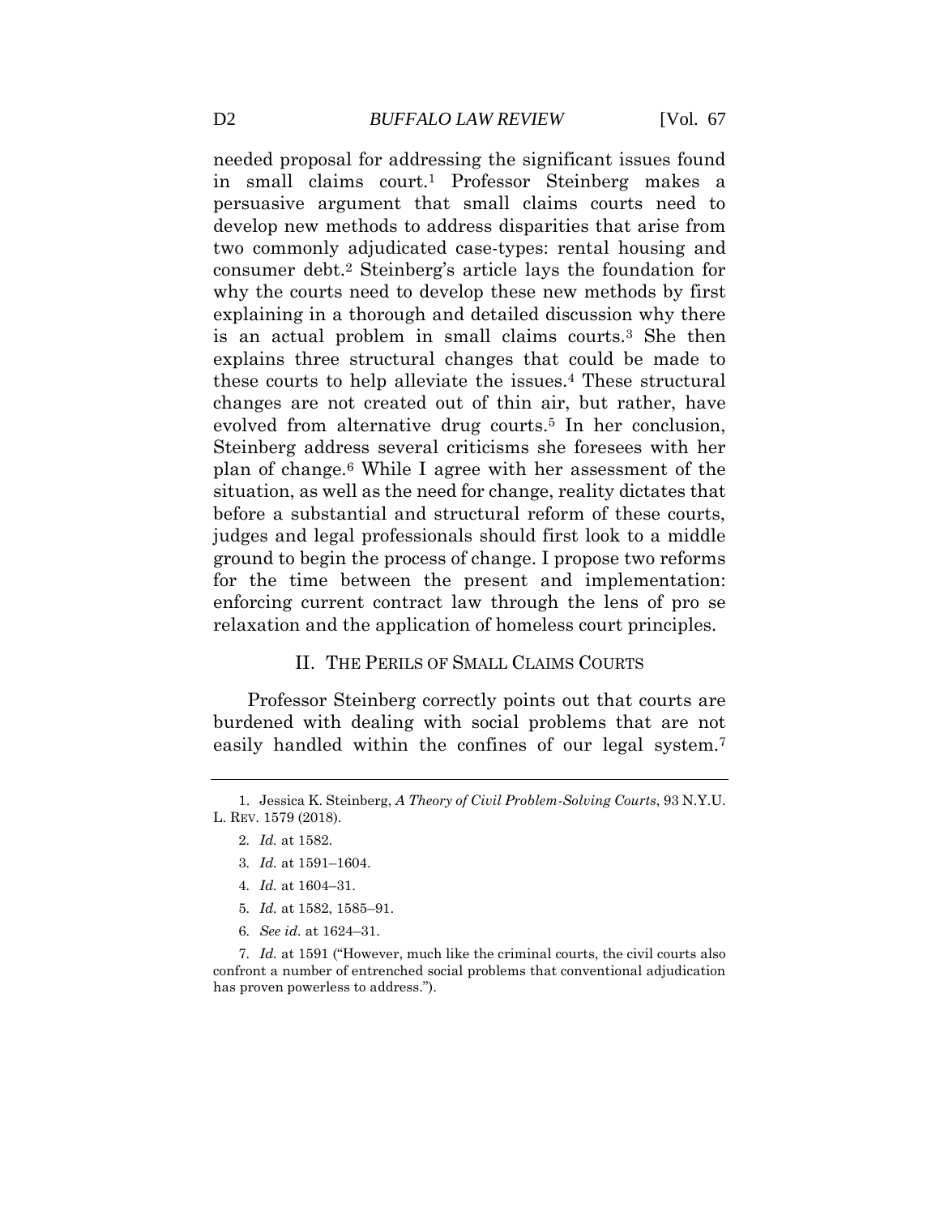needed proposal for addressing the significant issues found in small claims court.[1] Professor Steinberg makes a persuasive argument that small claims courts need to develop new methods to address disparities that arise from two commonly adjudicated case-types: rental housing and consumer debt.[2] Steinberg's article lays the foundation for why the courts need to develop these new methods by first explaining in a thorough and detailed discussion why there is an actual problem in small claims courts.[3] She then explains three structural changes that could be made to these courts to help alleviate the issues.[4] These structural changes are not created out of thin air, but rather, have evolved from alternative drug courts.[5] In her conclusion, Steinberg address several criticisms she foresees with her plan of change.[6] While I agree with her assessment of the situation, as well as the need for change, reality dictates that before a substantial and structural reform of these courts, judges and legal professionals should first look to a middle ground to begin the process of change. I propose two reforms for the time between the present and implementation: enforcing current contract law through the lens of pro se relaxation and the application of homeless court principles.

## II. THE PERILS OF SMALL CLAIMS COURTS

Professor Steinberg correctly points out that courts are burdened with dealing with social problems that are not easily handled within the confines of our legal system.[7]

---

1. Jessica K. Steinberg, *A Theory of Civil Problem-Solving Courts*, 93 N.Y.U. L. REV. 1579 (2018).

2. *Id.* at 1582.

3. *Id.* at 1591–1604.

4. *Id.* at 1604–31.

5. *Id.* at 1582, 1585–91.

6. *See id.* at 1624–31.

7. *Id.* at 1591 ("However, much like the criminal courts, the civil courts also confront a number of entrenched social problems that conventional adjudication has proven powerless to address.").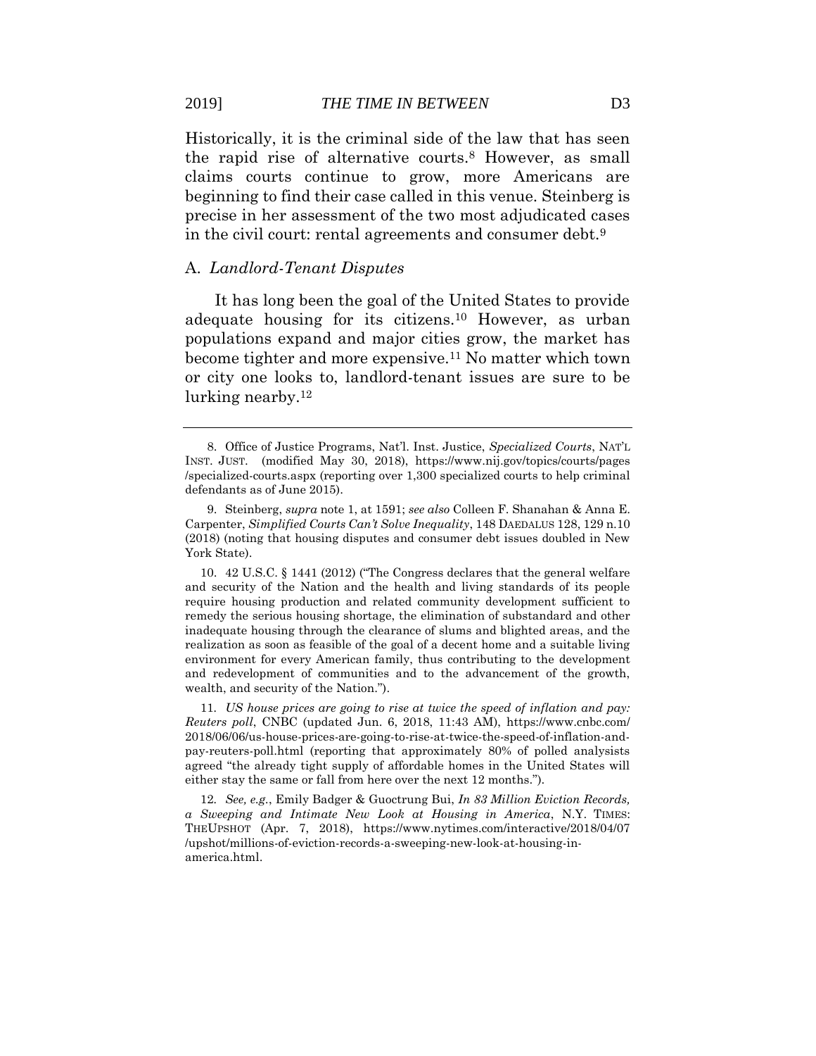Historically, it is the criminal side of the law that has seen the rapid rise of alternative courts.[8] However, as small claims courts continue to grow, more Americans are beginning to find their case called in this venue. Steinberg is precise in her assessment of the two most adjudicated cases in the civil court: rental agreements and consumer debt.[9]

### A. *Landlord-Tenant Disputes*

It has long been the goal of the United States to provide adequate housing for its citizens.[10] However, as urban populations expand and major cities grow, the market has become tighter and more expensive.[11] No matter which town or city one looks to, landlord-tenant issues are sure to be lurking nearby.[12]

---

8. Office of Justice Programs, Nat'l. Inst. Justice, *Specialized Courts*, NAT'L INST. JUST. (modified May 30, 2018), https://www.nij.gov/topics/courts/pages/specialized-courts.aspx (reporting over 1,300 specialized courts to help criminal defendants as of June 2015).

9. Steinberg, *supra* note 1, at 1591; *see also* Colleen F. Shanahan & Anna E. Carpenter, *Simplified Courts Can't Solve Inequality*, 148 DAEDALUS 128, 129 n.10 (2018) (noting that housing disputes and consumer debt issues doubled in New York State).

10. 42 U.S.C. § 1441 (2012) ("The Congress declares that the general welfare and security of the Nation and the health and living standards of its people require housing production and related community development sufficient to remedy the serious housing shortage, the elimination of substandard and other inadequate housing through the clearance of slums and blighted areas, and the realization as soon as feasible of the goal of a decent home and a suitable living environment for every American family, thus contributing to the development and redevelopment of communities and to the advancement of the growth, wealth, and security of the Nation.").

11. *US house prices are going to rise at twice the speed of inflation and pay: Reuters poll*, CNBC (updated Jun. 6, 2018, 11:43 AM), https://www.cnbc.com/2018/06/06/us-house-prices-are-going-to-rise-at-twice-the-speed-of-inflation-and-pay-reuters-poll.html (reporting that approximately 80% of polled analysists agreed "the already tight supply of affordable homes in the United States will either stay the same or fall from here over the next 12 months.").

12. *See, e.g.*, Emily Badger & Guoctrung Bui, *In 83 Million Eviction Records, a Sweeping and Intimate New Look at Housing in America*, N.Y. TIMES: THEUPSHOT (Apr. 7, 2018), https://www.nytimes.com/interactive/2018/04/07/upshot/millions-of-eviction-records-a-sweeping-new-look-at-housing-in-america.html.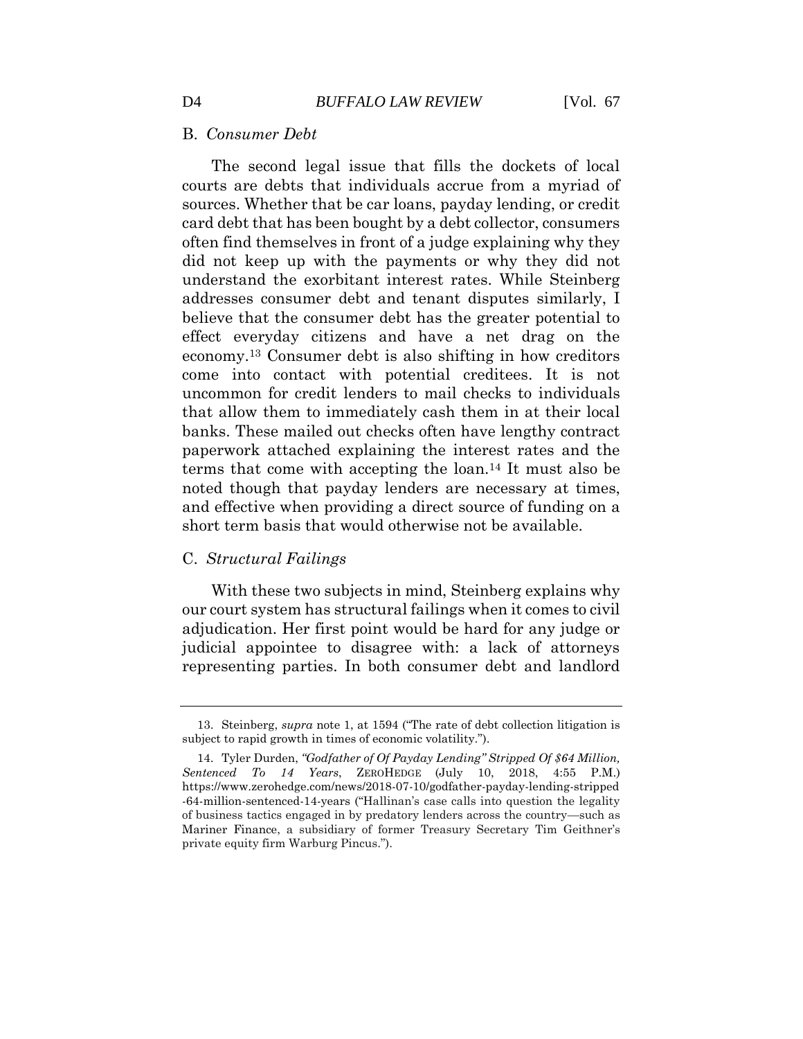## B. *Consumer Debt*

The second legal issue that fills the dockets of local courts are debts that individuals accrue from a myriad of sources. Whether that be car loans, payday lending, or credit card debt that has been bought by a debt collector, consumers often find themselves in front of a judge explaining why they did not keep up with the payments or why they did not understand the exorbitant interest rates. While Steinberg addresses consumer debt and tenant disputes similarly, I believe that the consumer debt has the greater potential to effect everyday citizens and have a net drag on the economy.[13] Consumer debt is also shifting in how creditors come into contact with potential creditees. It is not uncommon for credit lenders to mail checks to individuals that allow them to immediately cash them in at their local banks. These mailed out checks often have lengthy contract paperwork attached explaining the interest rates and the terms that come with accepting the loan.[14] It must also be noted though that payday lenders are necessary at times, and effective when providing a direct source of funding on a short term basis that would otherwise not be available.

## C. *Structural Failings*

With these two subjects in mind, Steinberg explains why our court system has structural failings when it comes to civil adjudication. Her first point would be hard for any judge or judicial appointee to disagree with: a lack of attorneys representing parties. In both consumer debt and landlord

---

13. Steinberg, *supra* note 1, at 1594 ("The rate of debt collection litigation is subject to rapid growth in times of economic volatility.").

14. Tyler Durden, *"Godfather of Of Payday Lending" Stripped Of $64 Million, Sentenced To 14 Years*, ZEROHEDGE (July 10, 2018, 4:55 P.M.) https://www.zerohedge.com/news/2018-07-10/godfather-payday-lending-stripped-64-million-sentenced-14-years ("Hallinan's case calls into question the legality of business tactics engaged in by predatory lenders across the country—such as Mariner Finance, a subsidiary of former Treasury Secretary Tim Geithner's private equity firm Warburg Pincus.").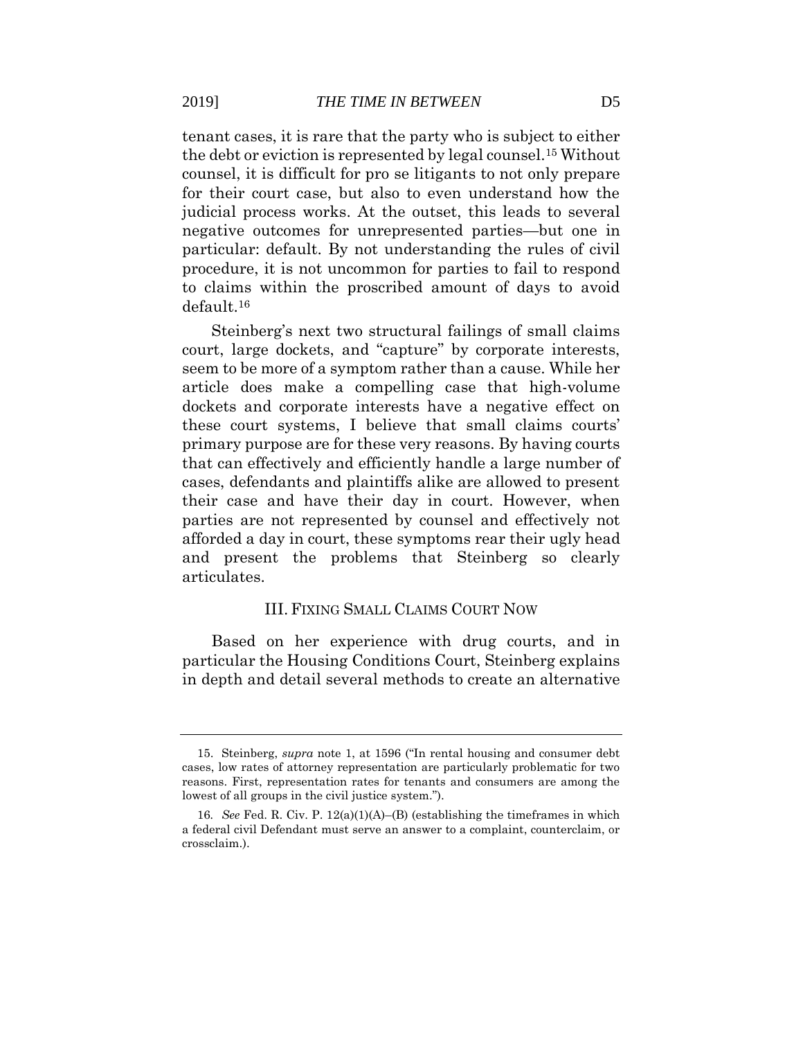tenant cases, it is rare that the party who is subject to either the debt or eviction is represented by legal counsel.[15] Without counsel, it is difficult for pro se litigants to not only prepare for their court case, but also to even understand how the judicial process works. At the outset, this leads to several negative outcomes for unrepresented parties—but one in particular: default. By not understanding the rules of civil procedure, it is not uncommon for parties to fail to respond to claims within the proscribed amount of days to avoid default.[16]

Steinberg's next two structural failings of small claims court, large dockets, and "capture" by corporate interests, seem to be more of a symptom rather than a cause. While her article does make a compelling case that high-volume dockets and corporate interests have a negative effect on these court systems, I believe that small claims courts' primary purpose are for these very reasons. By having courts that can effectively and efficiently handle a large number of cases, defendants and plaintiffs alike are allowed to present their case and have their day in court. However, when parties are not represented by counsel and effectively not afforded a day in court, these symptoms rear their ugly head and present the problems that Steinberg so clearly articulates.

## III. FIXING SMALL CLAIMS COURT NOW

Based on her experience with drug courts, and in particular the Housing Conditions Court, Steinberg explains in depth and detail several methods to create an alternative

---

15. Steinberg, *supra* note 1, at 1596 ("In rental housing and consumer debt cases, low rates of attorney representation are particularly problematic for two reasons. First, representation rates for tenants and consumers are among the lowest of all groups in the civil justice system.").

16. *See* Fed. R. Civ. P. 12(a)(1)(A)–(B) (establishing the timeframes in which a federal civil Defendant must serve an answer to a complaint, counterclaim, or crossclaim.).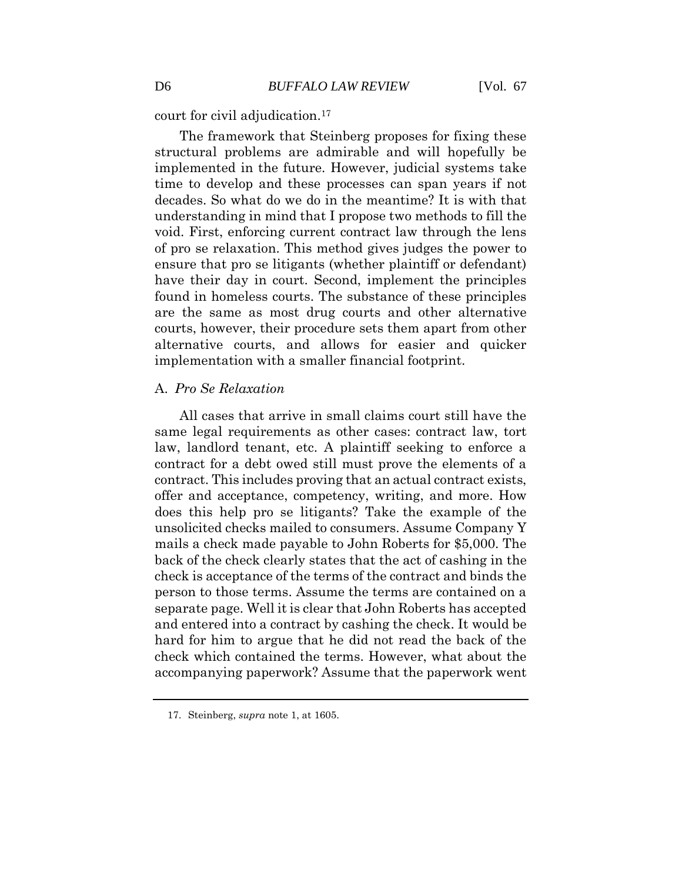court for civil adjudication.[17]

The framework that Steinberg proposes for fixing these structural problems are admirable and will hopefully be implemented in the future. However, judicial systems take time to develop and these processes can span years if not decades. So what do we do in the meantime? It is with that understanding in mind that I propose two methods to fill the void. First, enforcing current contract law through the lens of pro se relaxation. This method gives judges the power to ensure that pro se litigants (whether plaintiff or defendant) have their day in court. Second, implement the principles found in homeless courts. The substance of these principles are the same as most drug courts and other alternative courts, however, their procedure sets them apart from other alternative courts, and allows for easier and quicker implementation with a smaller financial footprint.

### A. *Pro Se Relaxation*

All cases that arrive in small claims court still have the same legal requirements as other cases: contract law, tort law, landlord tenant, etc. A plaintiff seeking to enforce a contract for a debt owed still must prove the elements of a contract. This includes proving that an actual contract exists, offer and acceptance, competency, writing, and more. How does this help pro se litigants? Take the example of the unsolicited checks mailed to consumers. Assume Company Y mails a check made payable to John Roberts for $5,000. The back of the check clearly states that the act of cashing in the check is acceptance of the terms of the contract and binds the person to those terms. Assume the terms are contained on a separate page. Well it is clear that John Roberts has accepted and entered into a contract by cashing the check. It would be hard for him to argue that he did not read the back of the check which contained the terms. However, what about the accompanying paperwork? Assume that the paperwork went

---

17. Steinberg, *supra* note 1, at 1605.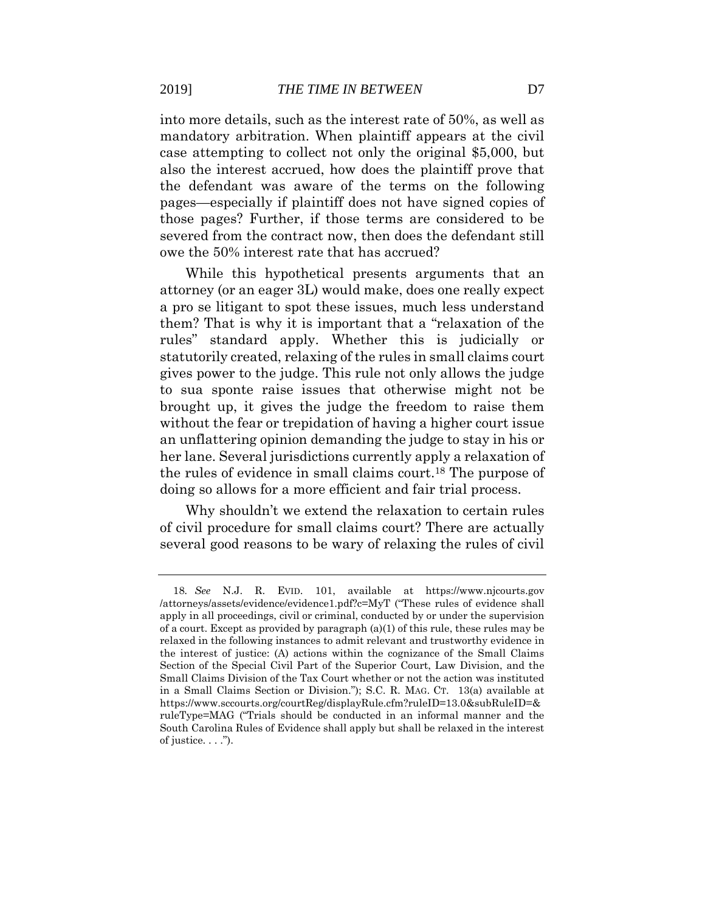into more details, such as the interest rate of 50%, as well as mandatory arbitration. When plaintiff appears at the civil case attempting to collect not only the original $5,000, but also the interest accrued, how does the plaintiff prove that the defendant was aware of the terms on the following pages—especially if plaintiff does not have signed copies of those pages? Further, if those terms are considered to be severed from the contract now, then does the defendant still owe the 50% interest rate that has accrued?

While this hypothetical presents arguments that an attorney (or an eager 3L) would make, does one really expect a pro se litigant to spot these issues, much less understand them? That is why it is important that a "relaxation of the rules" standard apply. Whether this is judicially or statutorily created, relaxing of the rules in small claims court gives power to the judge. This rule not only allows the judge to sua sponte raise issues that otherwise might not be brought up, it gives the judge the freedom to raise them without the fear or trepidation of having a higher court issue an unflattering opinion demanding the judge to stay in his or her lane. Several jurisdictions currently apply a relaxation of the rules of evidence in small claims court.[18] The purpose of doing so allows for a more efficient and fair trial process.

Why shouldn't we extend the relaxation to certain rules of civil procedure for small claims court? There are actually several good reasons to be wary of relaxing the rules of civil

---

18. *See* N.J. R. EVID. 101, available at https://www.njcourts.gov/attorneys/assets/evidence/evidence1.pdf?c=MyT ("These rules of evidence shall apply in all proceedings, civil or criminal, conducted by or under the supervision of a court. Except as provided by paragraph (a)(1) of this rule, these rules may be relaxed in the following instances to admit relevant and trustworthy evidence in the interest of justice: (A) actions within the cognizance of the Small Claims Section of the Special Civil Part of the Superior Court, Law Division, and the Small Claims Division of the Tax Court whether or not the action was instituted in a Small Claims Section or Division."); S.C. R. MAG. CT. 13(a) available at https://www.sccourts.org/courtReg/displayRule.cfm?ruleID=13.0&subRuleID=&ruleType=MAG ("Trials should be conducted in an informal manner and the South Carolina Rules of Evidence shall apply but shall be relaxed in the interest of justice. . . .").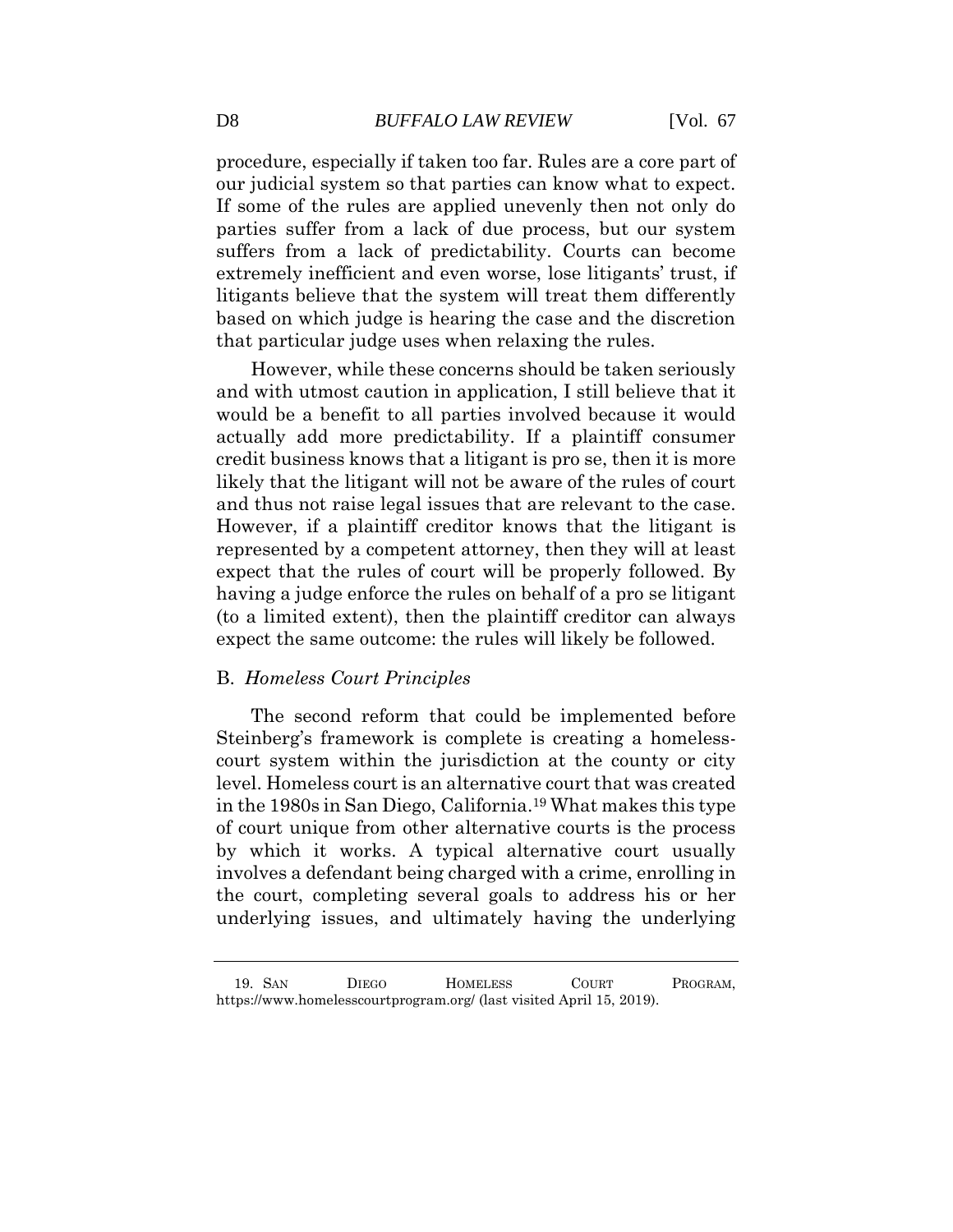procedure, especially if taken too far. Rules are a core part of our judicial system so that parties can know what to expect. If some of the rules are applied unevenly then not only do parties suffer from a lack of due process, but our system suffers from a lack of predictability. Courts can become extremely inefficient and even worse, lose litigants' trust, if litigants believe that the system will treat them differently based on which judge is hearing the case and the discretion that particular judge uses when relaxing the rules.

However, while these concerns should be taken seriously and with utmost caution in application, I still believe that it would be a benefit to all parties involved because it would actually add more predictability. If a plaintiff consumer credit business knows that a litigant is pro se, then it is more likely that the litigant will not be aware of the rules of court and thus not raise legal issues that are relevant to the case. However, if a plaintiff creditor knows that the litigant is represented by a competent attorney, then they will at least expect that the rules of court will be properly followed. By having a judge enforce the rules on behalf of a pro se litigant (to a limited extent), then the plaintiff creditor can always expect the same outcome: the rules will likely be followed.

### B. *Homeless Court Principles*

The second reform that could be implemented before Steinberg's framework is complete is creating a homeless-court system within the jurisdiction at the county or city level. Homeless court is an alternative court that was created in the 1980s in San Diego, California.[19] What makes this type of court unique from other alternative courts is the process by which it works. A typical alternative court usually involves a defendant being charged with a crime, enrolling in the court, completing several goals to address his or her underlying issues, and ultimately having the underlying

---

19. SAN DIEGO HOMELESS COURT PROGRAM, https://www.homelesscourtprogram.org/ (last visited April 15, 2019).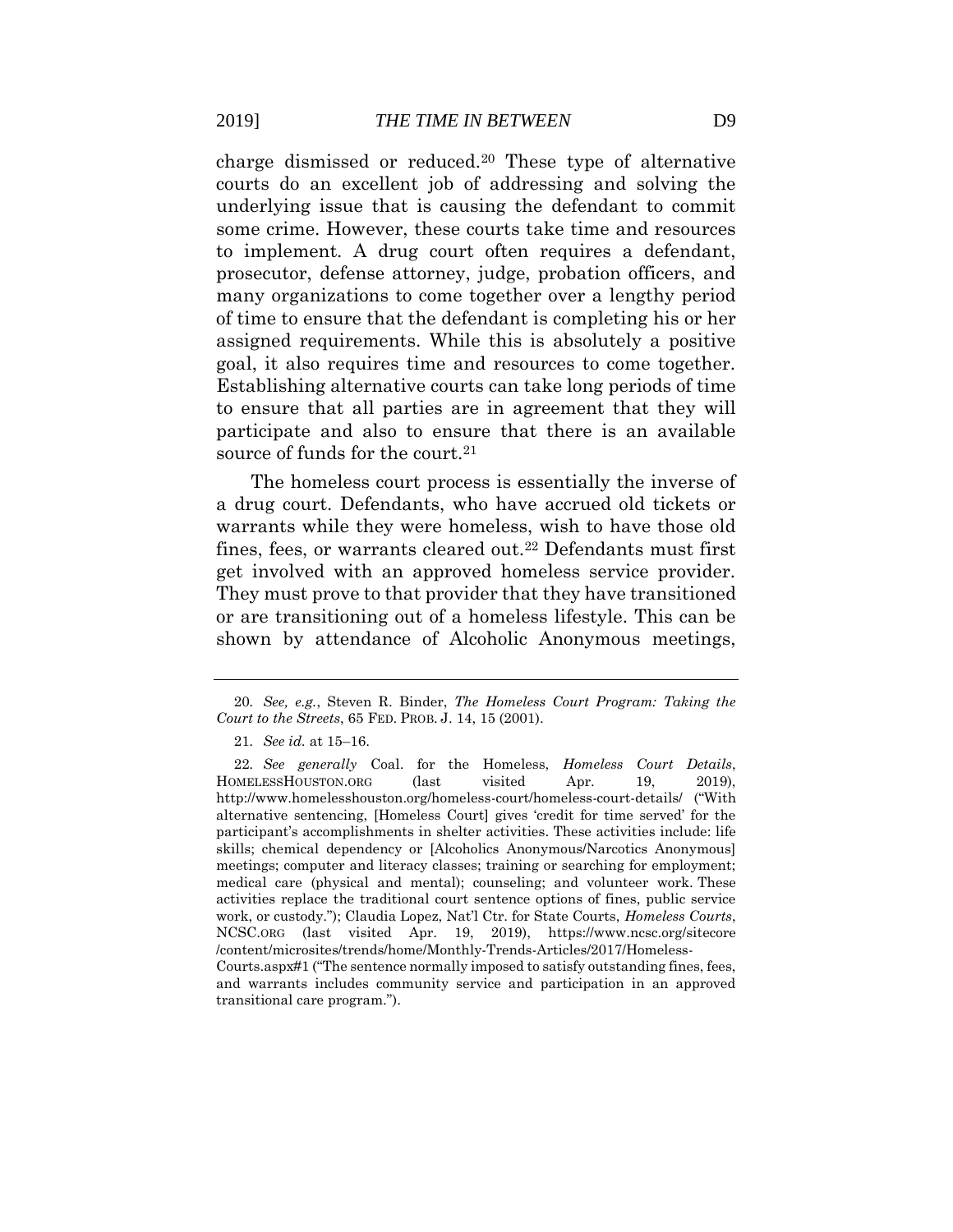charge dismissed or reduced.[20] These type of alternative courts do an excellent job of addressing and solving the underlying issue that is causing the defendant to commit some crime. However, these courts take time and resources to implement. A drug court often requires a defendant, prosecutor, defense attorney, judge, probation officers, and many organizations to come together over a lengthy period of time to ensure that the defendant is completing his or her assigned requirements. While this is absolutely a positive goal, it also requires time and resources to come together. Establishing alternative courts can take long periods of time to ensure that all parties are in agreement that they will participate and also to ensure that there is an available source of funds for the court.[21]

The homeless court process is essentially the inverse of a drug court. Defendants, who have accrued old tickets or warrants while they were homeless, wish to have those old fines, fees, or warrants cleared out.[22] Defendants must first get involved with an approved homeless service provider. They must prove to that provider that they have transitioned or are transitioning out of a homeless lifestyle. This can be shown by attendance of Alcoholic Anonymous meetings,

---

20. *See, e.g.*, Steven R. Binder, *The Homeless Court Program: Taking the Court to the Streets*, 65 FED. PROB. J. 14, 15 (2001).

21. *See id.* at 15–16.

22. *See generally* Coal. for the Homeless, *Homeless Court Details*, HOMELESSHOUSTON.ORG (last visited Apr. 19, 2019), http://www.homelesshouston.org/homeless-court/homeless-court-details/ ("With alternative sentencing, [Homeless Court] gives 'credit for time served' for the participant's accomplishments in shelter activities. These activities include: life skills; chemical dependency or [Alcoholics Anonymous/Narcotics Anonymous] meetings; computer and literacy classes; training or searching for employment; medical care (physical and mental); counseling; and volunteer work. These activities replace the traditional court sentence options of fines, public service work, or custody."); Claudia Lopez, Nat'l Ctr. for State Courts, *Homeless Courts*, NCSC.ORG (last visited Apr. 19, 2019), https://www.ncsc.org/sitecore/content/microsites/trends/home/Monthly-Trends-Articles/2017/Homeless-Courts.aspx#1 ("The sentence normally imposed to satisfy outstanding fines, fees, and warrants includes community service and participation in an approved transitional care program.").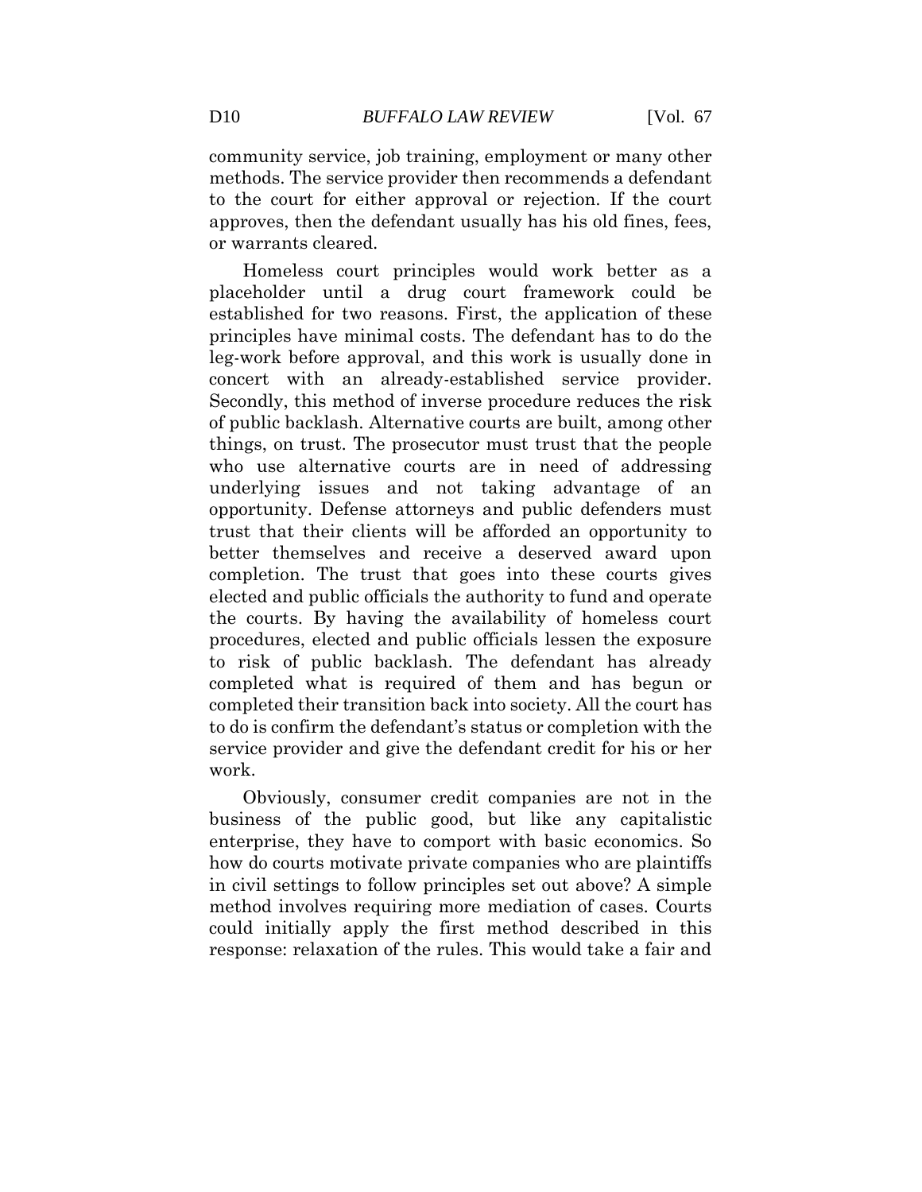community service, job training, employment or many other methods. The service provider then recommends a defendant to the court for either approval or rejection. If the court approves, then the defendant usually has his old fines, fees, or warrants cleared.

Homeless court principles would work better as a placeholder until a drug court framework could be established for two reasons. First, the application of these principles have minimal costs. The defendant has to do the leg-work before approval, and this work is usually done in concert with an already-established service provider. Secondly, this method of inverse procedure reduces the risk of public backlash. Alternative courts are built, among other things, on trust. The prosecutor must trust that the people who use alternative courts are in need of addressing underlying issues and not taking advantage of an opportunity. Defense attorneys and public defenders must trust that their clients will be afforded an opportunity to better themselves and receive a deserved award upon completion. The trust that goes into these courts gives elected and public officials the authority to fund and operate the courts. By having the availability of homeless court procedures, elected and public officials lessen the exposure to risk of public backlash. The defendant has already completed what is required of them and has begun or completed their transition back into society. All the court has to do is confirm the defendant's status or completion with the service provider and give the defendant credit for his or her work.

Obviously, consumer credit companies are not in the business of the public good, but like any capitalistic enterprise, they have to comport with basic economics. So how do courts motivate private companies who are plaintiffs in civil settings to follow principles set out above? A simple method involves requiring more mediation of cases. Courts could initially apply the first method described in this response: relaxation of the rules. This would take a fair and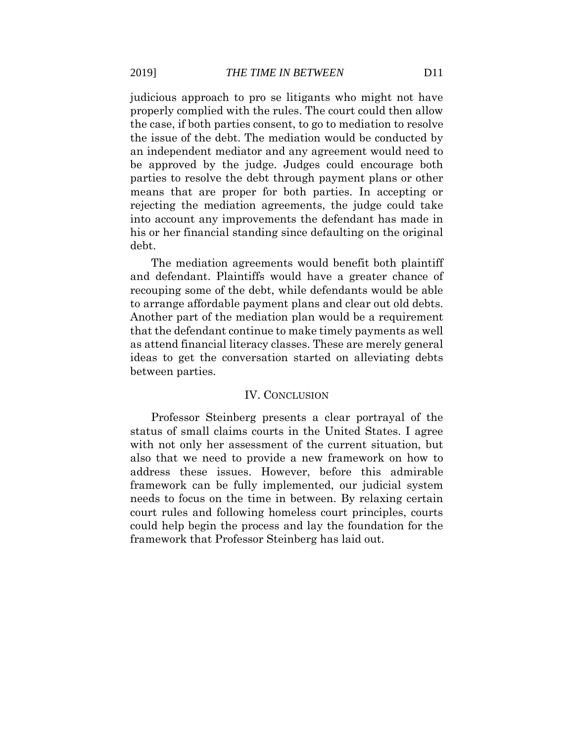judicious approach to pro se litigants who might not have properly complied with the rules. The court could then allow the case, if both parties consent, to go to mediation to resolve the issue of the debt. The mediation would be conducted by an independent mediator and any agreement would need to be approved by the judge. Judges could encourage both parties to resolve the debt through payment plans or other means that are proper for both parties. In accepting or rejecting the mediation agreements, the judge could take into account any improvements the defendant has made in his or her financial standing since defaulting on the original debt.

The mediation agreements would benefit both plaintiff and defendant. Plaintiffs would have a greater chance of recouping some of the debt, while defendants would be able to arrange affordable payment plans and clear out old debts. Another part of the mediation plan would be a requirement that the defendant continue to make timely payments as well as attend financial literacy classes. These are merely general ideas to get the conversation started on alleviating debts between parties.

## IV. Conclusion

Professor Steinberg presents a clear portrayal of the status of small claims courts in the United States. I agree with not only her assessment of the current situation, but also that we need to provide a new framework on how to address these issues. However, before this admirable framework can be fully implemented, our judicial system needs to focus on the time in between. By relaxing certain court rules and following homeless court principles, courts could help begin the process and lay the foundation for the framework that Professor Steinberg has laid out.